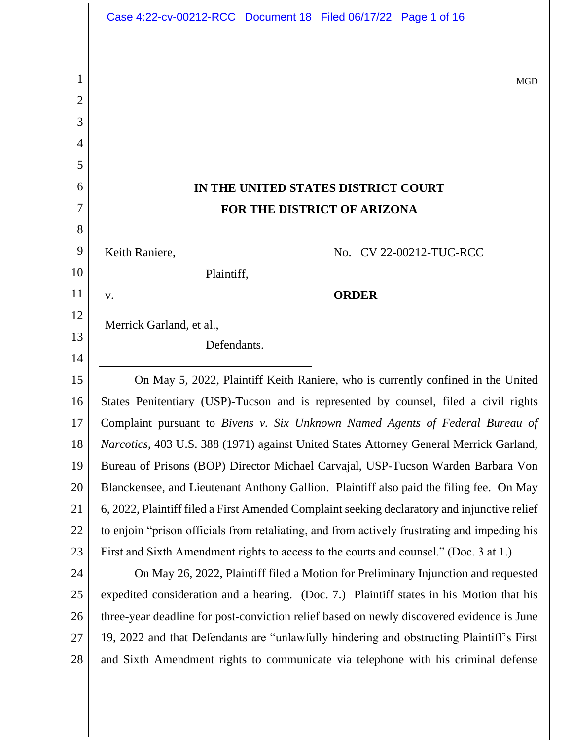MGD

# IN THE UNITED STATES DISTRICT COURT
# FOR THE DISTRICT OF ARIZONA

Keith Raniere,

Plaintiff,

v.

Merrick Garland, et al.,

Defendants.

No. CV 22-00212-TUC-RCC

**ORDER**

On May 5, 2022, Plaintiff Keith Raniere, who is currently confined in the United States Penitentiary (USP)-Tucson and is represented by counsel, filed a civil rights Complaint pursuant to *Bivens v. Six Unknown Named Agents of Federal Bureau of Narcotics*, 403 U.S. 388 (1971) against United States Attorney General Merrick Garland, Bureau of Prisons (BOP) Director Michael Carvajal, USP-Tucson Warden Barbara Von Blanckensee, and Lieutenant Anthony Gallion. Plaintiff also paid the filing fee. On May 6, 2022, Plaintiff filed a First Amended Complaint seeking declaratory and injunctive relief to enjoin "prison officials from retaliating, and from actively frustrating and impeding his First and Sixth Amendment rights to access to the courts and counsel." (Doc. 3 at 1.)

On May 26, 2022, Plaintiff filed a Motion for Preliminary Injunction and requested expedited consideration and a hearing. (Doc. 7.) Plaintiff states in his Motion that his three-year deadline for post-conviction relief based on newly discovered evidence is June 19, 2022 and that Defendants are "unlawfully hindering and obstructing Plaintiff's First and Sixth Amendment rights to communicate via telephone with his criminal defense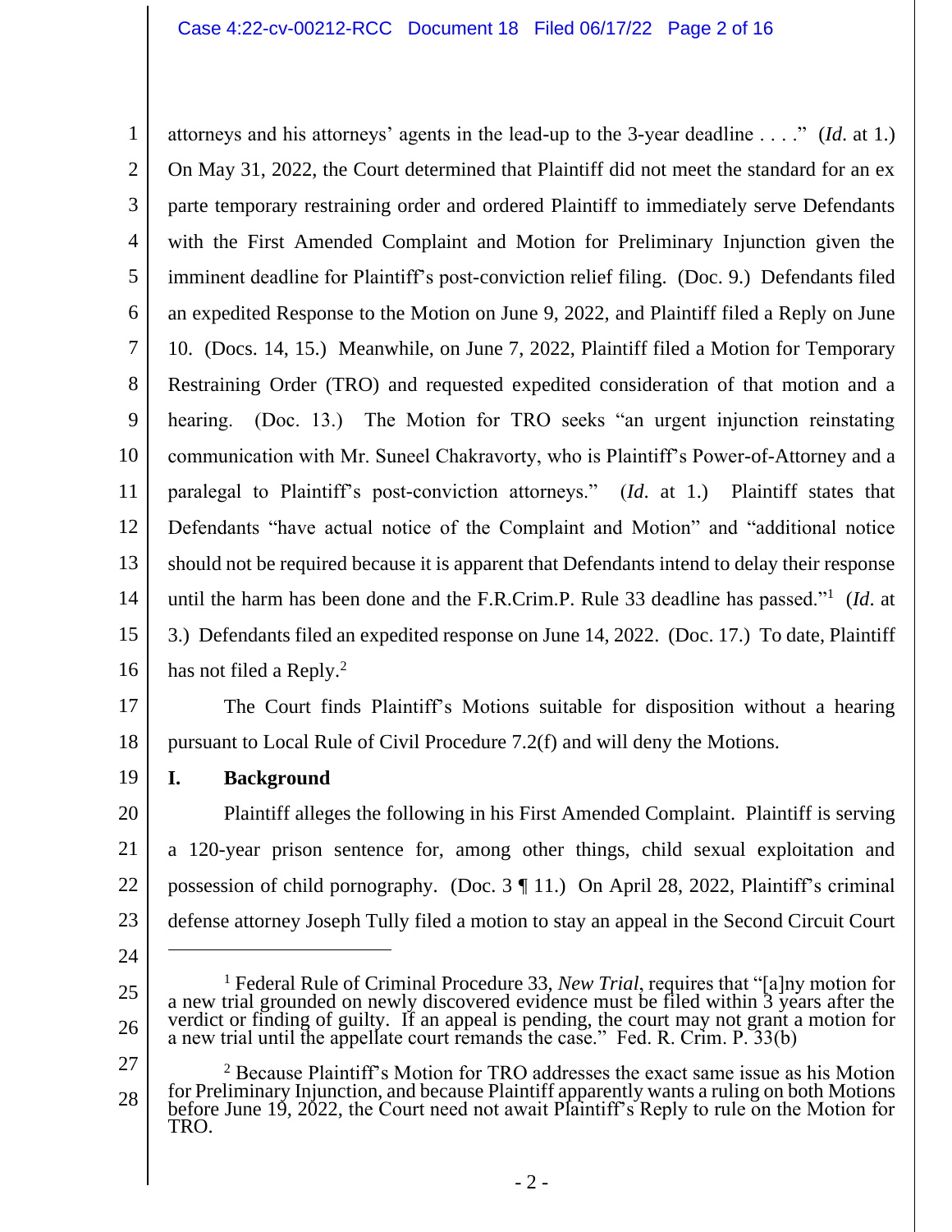attorneys and his attorneys' agents in the lead-up to the 3-year deadline . . . ." (*Id.* at 1.) On May 31, 2022, the Court determined that Plaintiff did not meet the standard for an ex parte temporary restraining order and ordered Plaintiff to immediately serve Defendants with the First Amended Complaint and Motion for Preliminary Injunction given the imminent deadline for Plaintiff's post-conviction relief filing. (Doc. 9.) Defendants filed an expedited Response to the Motion on June 9, 2022, and Plaintiff filed a Reply on June 10. (Docs. 14, 15.) Meanwhile, on June 7, 2022, Plaintiff filed a Motion for Temporary Restraining Order (TRO) and requested expedited consideration of that motion and a hearing. (Doc. 13.) The Motion for TRO seeks "an urgent injunction reinstating communication with Mr. Suneel Chakravorty, who is Plaintiff's Power-of-Attorney and a paralegal to Plaintiff's post-conviction attorneys." (*Id.* at 1.) Plaintiff states that Defendants "have actual notice of the Complaint and Motion" and "additional notice should not be required because it is apparent that Defendants intend to delay their response until the harm has been done and the F.R.Crim.P. Rule 33 deadline has passed."[1] (*Id.* at 3.) Defendants filed an expedited response on June 14, 2022. (Doc. 17.) To date, Plaintiff has not filed a Reply.[2]

The Court finds Plaintiff's Motions suitable for disposition without a hearing pursuant to Local Rule of Civil Procedure 7.2(f) and will deny the Motions.

## I. Background

Plaintiff alleges the following in his First Amended Complaint. Plaintiff is serving a 120-year prison sentence for, among other things, child sexual exploitation and possession of child pornography. (Doc. 3 ¶ 11.) On April 28, 2022, Plaintiff's criminal defense attorney Joseph Tully filed a motion to stay an appeal in the Second Circuit Court

---

[1] Federal Rule of Criminal Procedure 33, *New Trial*, requires that "[a]ny motion for a new trial grounded on newly discovered evidence must be filed within 3 years after the verdict or finding of guilty. If an appeal is pending, the court may not grant a motion for a new trial until the appellate court remands the case." Fed. R. Crim. P. 33(b)

[2] Because Plaintiff's Motion for TRO addresses the exact same issue as his Motion for Preliminary Injunction, and because Plaintiff apparently wants a ruling on both Motions before June 19, 2022, the Court need not await Plaintiff's Reply to rule on the Motion for TRO.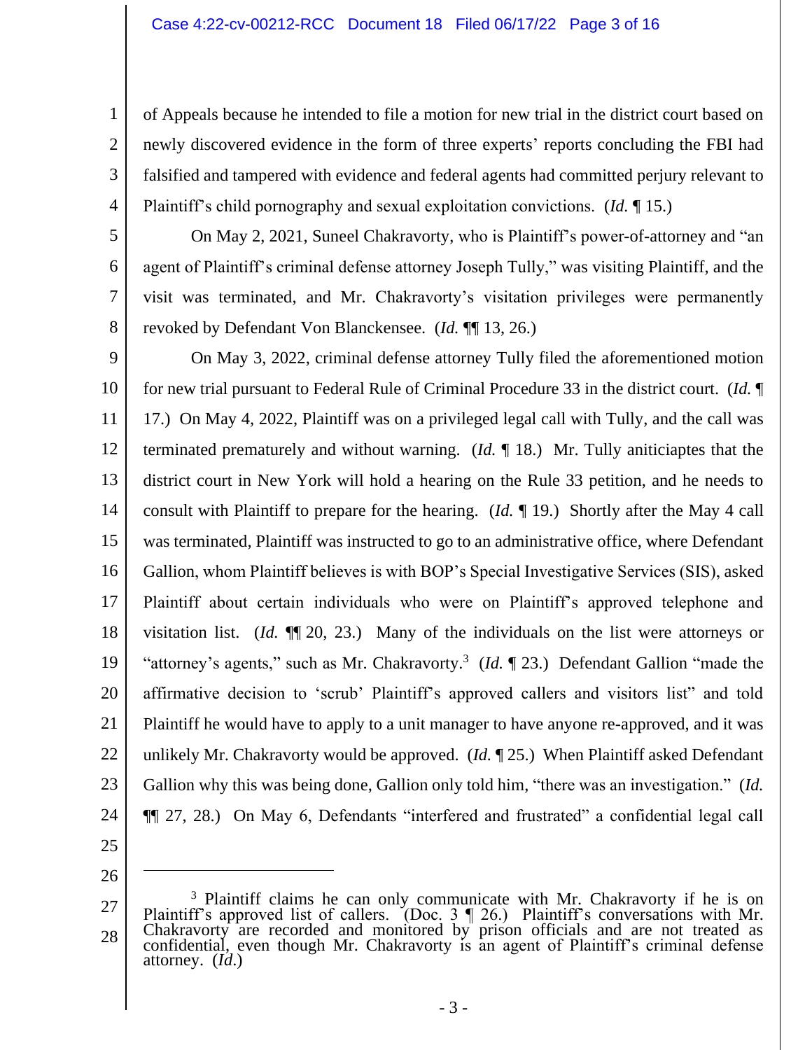of Appeals because he intended to file a motion for new trial in the district court based on newly discovered evidence in the form of three experts' reports concluding the FBI had falsified and tampered with evidence and federal agents had committed perjury relevant to Plaintiff's child pornography and sexual exploitation convictions. (*Id.* ¶ 15.)

On May 2, 2021, Suneel Chakravorty, who is Plaintiff's power-of-attorney and "an agent of Plaintiff's criminal defense attorney Joseph Tully," was visiting Plaintiff, and the visit was terminated, and Mr. Chakravorty's visitation privileges were permanently revoked by Defendant Von Blanckensee. (*Id.* ¶¶ 13, 26.)

On May 3, 2022, criminal defense attorney Tully filed the aforementioned motion for new trial pursuant to Federal Rule of Criminal Procedure 33 in the district court. (*Id.* ¶ 17.) On May 4, 2022, Plaintiff was on a privileged legal call with Tully, and the call was terminated prematurely and without warning. (*Id.* ¶ 18.) Mr. Tully aniticiaptes that the district court in New York will hold a hearing on the Rule 33 petition, and he needs to consult with Plaintiff to prepare for the hearing. (*Id.* ¶ 19.) Shortly after the May 4 call was terminated, Plaintiff was instructed to go to an administrative office, where Defendant Gallion, whom Plaintiff believes is with BOP's Special Investigative Services (SIS), asked Plaintiff about certain individuals who were on Plaintiff's approved telephone and visitation list. (*Id.* ¶¶ 20, 23.) Many of the individuals on the list were attorneys or "attorney's agents," such as Mr. Chakravorty.[3] (*Id.* ¶ 23.) Defendant Gallion "made the affirmative decision to 'scrub' Plaintiff's approved callers and visitors list" and told Plaintiff he would have to apply to a unit manager to have anyone re-approved, and it was unlikely Mr. Chakravorty would be approved. (*Id.* ¶ 25.) When Plaintiff asked Defendant Gallion why this was being done, Gallion only told him, "there was an investigation." (*Id.* ¶¶ 27, 28.) On May 6, Defendants "interfered and frustrated" a confidential legal call

---

[3] Plaintiff claims he can only communicate with Mr. Chakravorty if he is on Plaintiff's approved list of callers. (Doc. 3 ¶ 26.) Plaintiff's conversations with Mr. Chakravorty are recorded and monitored by prison officials and are not treated as confidential, even though Mr. Chakravorty is an agent of Plaintiff's criminal defense attorney. (*Id.*)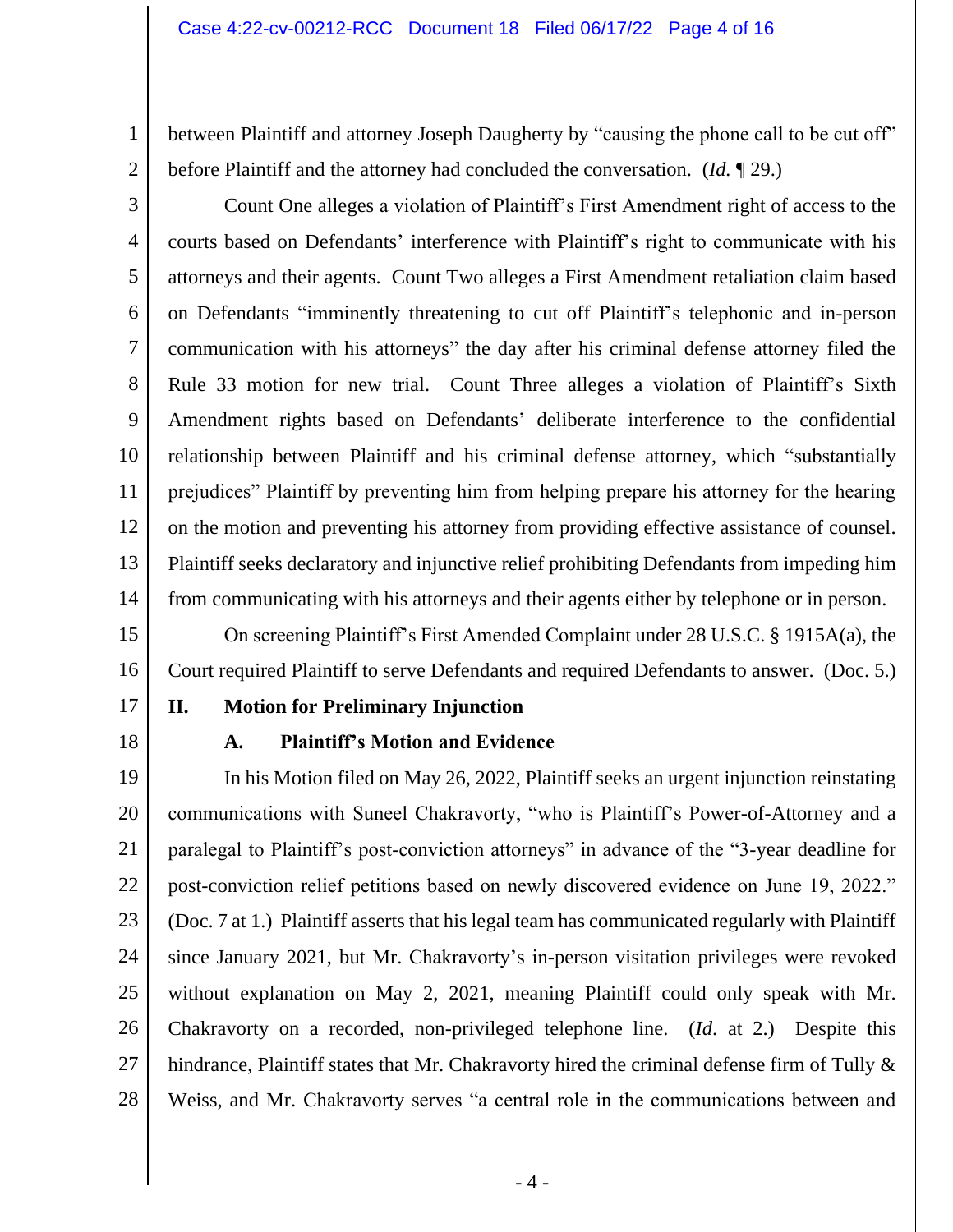between Plaintiff and attorney Joseph Daugherty by "causing the phone call to be cut off" before Plaintiff and the attorney had concluded the conversation. (*Id.* ¶ 29.)

Count One alleges a violation of Plaintiff's First Amendment right of access to the courts based on Defendants' interference with Plaintiff's right to communicate with his attorneys and their agents. Count Two alleges a First Amendment retaliation claim based on Defendants "imminently threatening to cut off Plaintiff's telephonic and in-person communication with his attorneys" the day after his criminal defense attorney filed the Rule 33 motion for new trial. Count Three alleges a violation of Plaintiff's Sixth Amendment rights based on Defendants' deliberate interference to the confidential relationship between Plaintiff and his criminal defense attorney, which "substantially prejudices" Plaintiff by preventing him from helping prepare his attorney for the hearing on the motion and preventing his attorney from providing effective assistance of counsel. Plaintiff seeks declaratory and injunctive relief prohibiting Defendants from impeding him from communicating with his attorneys and their agents either by telephone or in person.

On screening Plaintiff's First Amended Complaint under 28 U.S.C. § 1915A(a), the Court required Plaintiff to serve Defendants and required Defendants to answer. (Doc. 5.)

## II. Motion for Preliminary Injunction

### A. Plaintiff's Motion and Evidence

In his Motion filed on May 26, 2022, Plaintiff seeks an urgent injunction reinstating communications with Suneel Chakravorty, "who is Plaintiff's Power-of-Attorney and a paralegal to Plaintiff's post-conviction attorneys" in advance of the "3-year deadline for post-conviction relief petitions based on newly discovered evidence on June 19, 2022." (Doc. 7 at 1.) Plaintiff asserts that his legal team has communicated regularly with Plaintiff since January 2021, but Mr. Chakravorty's in-person visitation privileges were revoked without explanation on May 2, 2021, meaning Plaintiff could only speak with Mr. Chakravorty on a recorded, non-privileged telephone line. (*Id.* at 2.) Despite this hindrance, Plaintiff states that Mr. Chakravorty hired the criminal defense firm of Tully & Weiss, and Mr. Chakravorty serves "a central role in the communications between and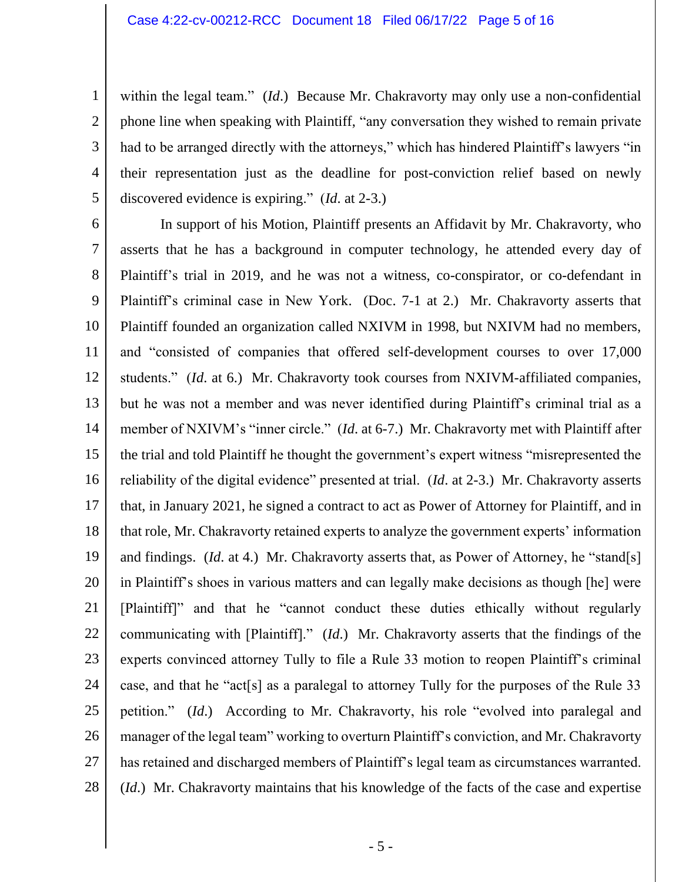within the legal team." (*Id.*) Because Mr. Chakravorty may only use a non-confidential phone line when speaking with Plaintiff, "any conversation they wished to remain private had to be arranged directly with the attorneys," which has hindered Plaintiff's lawyers "in their representation just as the deadline for post-conviction relief based on newly discovered evidence is expiring." (*Id.* at 2-3.)

In support of his Motion, Plaintiff presents an Affidavit by Mr. Chakravorty, who asserts that he has a background in computer technology, he attended every day of Plaintiff's trial in 2019, and he was not a witness, co-conspirator, or co-defendant in Plaintiff's criminal case in New York. (Doc. 7-1 at 2.) Mr. Chakravorty asserts that Plaintiff founded an organization called NXIVM in 1998, but NXIVM had no members, and "consisted of companies that offered self-development courses to over 17,000 students." (*Id.* at 6.) Mr. Chakravorty took courses from NXIVM-affiliated companies, but he was not a member and was never identified during Plaintiff's criminal trial as a member of NXIVM's "inner circle." (*Id.* at 6-7.) Mr. Chakravorty met with Plaintiff after the trial and told Plaintiff he thought the government's expert witness "misrepresented the reliability of the digital evidence" presented at trial. (*Id.* at 2-3.) Mr. Chakravorty asserts that, in January 2021, he signed a contract to act as Power of Attorney for Plaintiff, and in that role, Mr. Chakravorty retained experts to analyze the government experts' information and findings. (*Id.* at 4.) Mr. Chakravorty asserts that, as Power of Attorney, he "stand[s] in Plaintiff's shoes in various matters and can legally make decisions as though [he] were [Plaintiff]" and that he "cannot conduct these duties ethically without regularly communicating with [Plaintiff]." (*Id.*) Mr. Chakravorty asserts that the findings of the experts convinced attorney Tully to file a Rule 33 motion to reopen Plaintiff's criminal case, and that he "act[s] as a paralegal to attorney Tully for the purposes of the Rule 33 petition." (*Id.*) According to Mr. Chakravorty, his role "evolved into paralegal and manager of the legal team" working to overturn Plaintiff's conviction, and Mr. Chakravorty has retained and discharged members of Plaintiff's legal team as circumstances warranted. (*Id.*) Mr. Chakravorty maintains that his knowledge of the facts of the case and expertise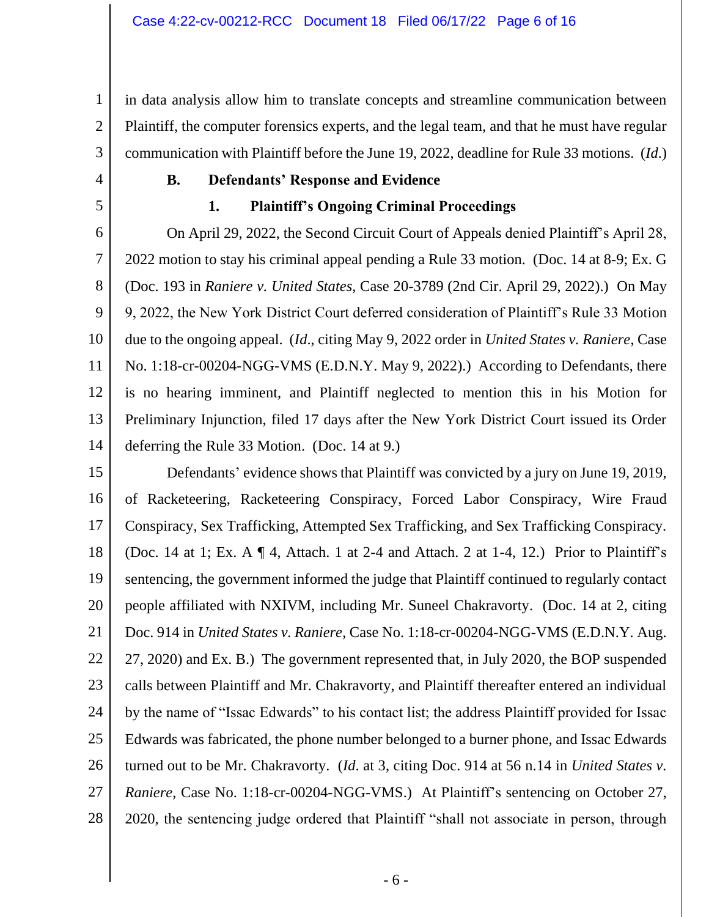in data analysis allow him to translate concepts and streamline communication between Plaintiff, the computer forensics experts, and the legal team, and that he must have regular communication with Plaintiff before the June 19, 2022, deadline for Rule 33 motions. (*Id*.)

### B. Defendants' Response and Evidence

#### 1. Plaintiff's Ongoing Criminal Proceedings

On April 29, 2022, the Second Circuit Court of Appeals denied Plaintiff's April 28, 2022 motion to stay his criminal appeal pending a Rule 33 motion. (Doc. 14 at 8-9; Ex. G (Doc. 193 in *Raniere v. United States*, Case 20-3789 (2nd Cir. April 29, 2022).) On May 9, 2022, the New York District Court deferred consideration of Plaintiff's Rule 33 Motion due to the ongoing appeal. (*Id*., citing May 9, 2022 order in *United States v. Raniere*, Case No. 1:18-cr-00204-NGG-VMS (E.D.N.Y. May 9, 2022).) According to Defendants, there is no hearing imminent, and Plaintiff neglected to mention this in his Motion for Preliminary Injunction, filed 17 days after the New York District Court issued its Order deferring the Rule 33 Motion. (Doc. 14 at 9.)

Defendants' evidence shows that Plaintiff was convicted by a jury on June 19, 2019, of Racketeering, Racketeering Conspiracy, Forced Labor Conspiracy, Wire Fraud Conspiracy, Sex Trafficking, Attempted Sex Trafficking, and Sex Trafficking Conspiracy. (Doc. 14 at 1; Ex. A ¶ 4, Attach. 1 at 2-4 and Attach. 2 at 1-4, 12.) Prior to Plaintiff's sentencing, the government informed the judge that Plaintiff continued to regularly contact people affiliated with NXIVM, including Mr. Suneel Chakravorty. (Doc. 14 at 2, citing Doc. 914 in *United States v. Raniere*, Case No. 1:18-cr-00204-NGG-VMS (E.D.N.Y. Aug. 27, 2020) and Ex. B.) The government represented that, in July 2020, the BOP suspended calls between Plaintiff and Mr. Chakravorty, and Plaintiff thereafter entered an individual by the name of "Issac Edwards" to his contact list; the address Plaintiff provided for Issac Edwards was fabricated, the phone number belonged to a burner phone, and Issac Edwards turned out to be Mr. Chakravorty. (*Id*. at 3, citing Doc. 914 at 56 n.14 in *United States v. Raniere*, Case No. 1:18-cr-00204-NGG-VMS.) At Plaintiff's sentencing on October 27, 2020, the sentencing judge ordered that Plaintiff "shall not associate in person, through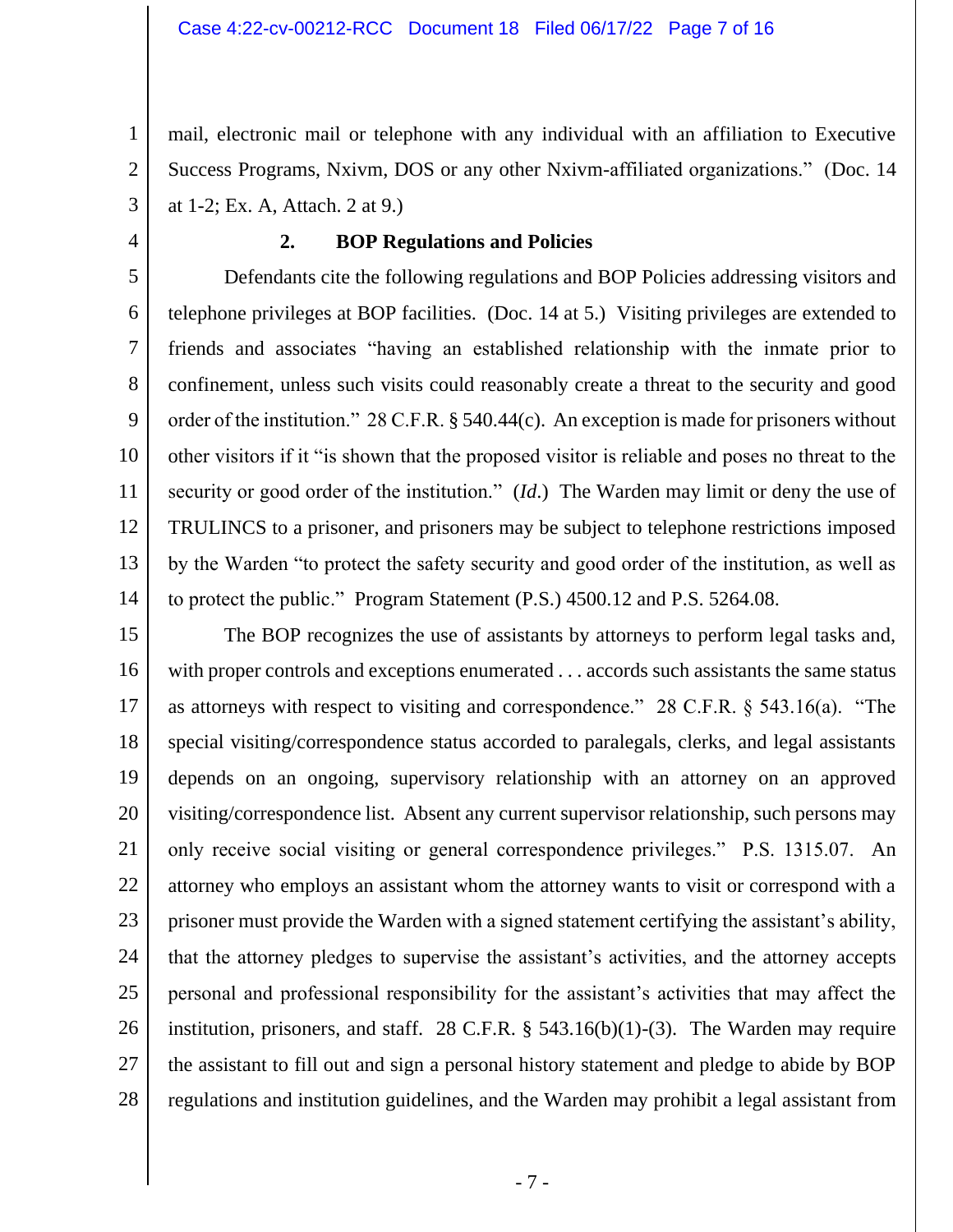mail, electronic mail or telephone with any individual with an affiliation to Executive Success Programs, Nxivm, DOS or any other Nxivm-affiliated organizations." (Doc. 14 at 1-2; Ex. A, Attach. 2 at 9.)

### 2. BOP Regulations and Policies

Defendants cite the following regulations and BOP Policies addressing visitors and telephone privileges at BOP facilities. (Doc. 14 at 5.) Visiting privileges are extended to friends and associates "having an established relationship with the inmate prior to confinement, unless such visits could reasonably create a threat to the security and good order of the institution." 28 C.F.R. § 540.44(c). An exception is made for prisoners without other visitors if it "is shown that the proposed visitor is reliable and poses no threat to the security or good order of the institution." (*Id.*) The Warden may limit or deny the use of TRULINCS to a prisoner, and prisoners may be subject to telephone restrictions imposed by the Warden "to protect the safety security and good order of the institution, as well as to protect the public." Program Statement (P.S.) 4500.12 and P.S. 5264.08.

The BOP recognizes the use of assistants by attorneys to perform legal tasks and, with proper controls and exceptions enumerated . . . accords such assistants the same status as attorneys with respect to visiting and correspondence." 28 C.F.R. § 543.16(a). "The special visiting/correspondence status accorded to paralegals, clerks, and legal assistants depends on an ongoing, supervisory relationship with an attorney on an approved visiting/correspondence list. Absent any current supervisor relationship, such persons may only receive social visiting or general correspondence privileges." P.S. 1315.07. An attorney who employs an assistant whom the attorney wants to visit or correspond with a prisoner must provide the Warden with a signed statement certifying the assistant's ability, that the attorney pledges to supervise the assistant's activities, and the attorney accepts personal and professional responsibility for the assistant's activities that may affect the institution, prisoners, and staff. 28 C.F.R. § 543.16(b)(1)-(3). The Warden may require the assistant to fill out and sign a personal history statement and pledge to abide by BOP regulations and institution guidelines, and the Warden may prohibit a legal assistant from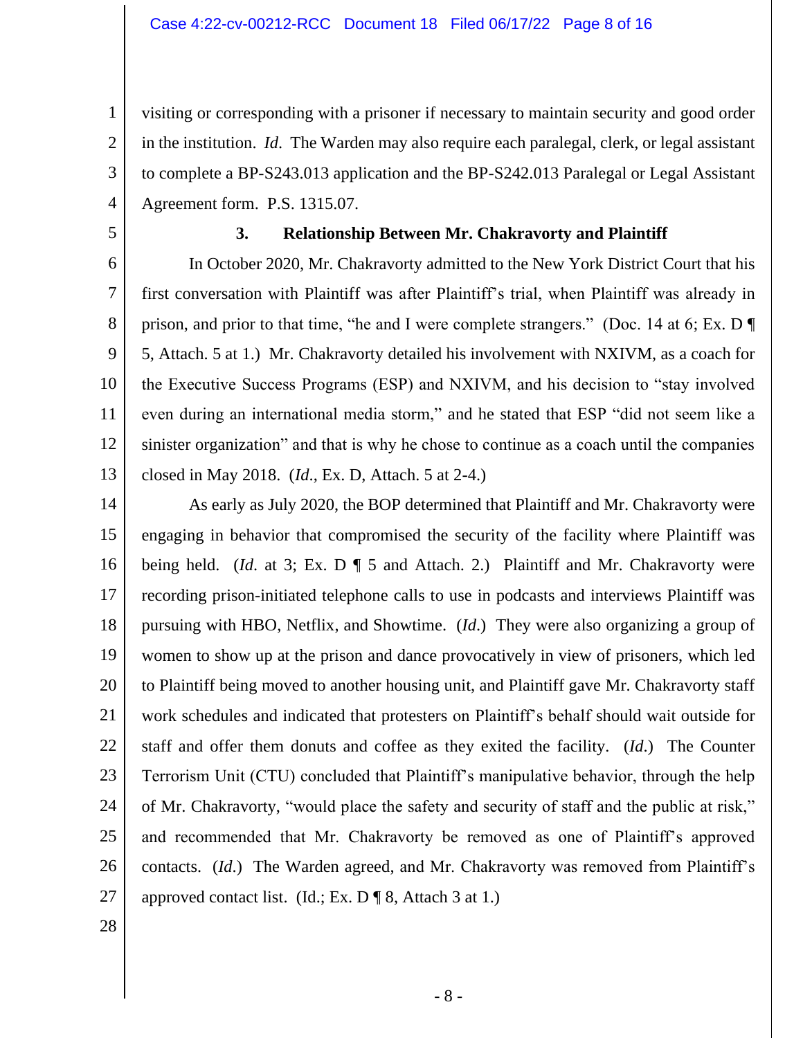visiting or corresponding with a prisoner if necessary to maintain security and good order in the institution. *Id*. The Warden may also require each paralegal, clerk, or legal assistant to complete a BP-S243.013 application and the BP-S242.013 Paralegal or Legal Assistant Agreement form. P.S. 1315.07.

### 3. Relationship Between Mr. Chakravorty and Plaintiff

In October 2020, Mr. Chakravorty admitted to the New York District Court that his first conversation with Plaintiff was after Plaintiff's trial, when Plaintiff was already in prison, and prior to that time, "he and I were complete strangers." (Doc. 14 at 6; Ex. D ¶ 5, Attach. 5 at 1.) Mr. Chakravorty detailed his involvement with NXIVM, as a coach for the Executive Success Programs (ESP) and NXIVM, and his decision to "stay involved even during an international media storm," and he stated that ESP "did not seem like a sinister organization" and that is why he chose to continue as a coach until the companies closed in May 2018. (*Id*., Ex. D, Attach. 5 at 2-4.)

As early as July 2020, the BOP determined that Plaintiff and Mr. Chakravorty were engaging in behavior that compromised the security of the facility where Plaintiff was being held. (*Id.* at 3; Ex. D ¶ 5 and Attach. 2.) Plaintiff and Mr. Chakravorty were recording prison-initiated telephone calls to use in podcasts and interviews Plaintiff was pursuing with HBO, Netflix, and Showtime. (*Id.*) They were also organizing a group of women to show up at the prison and dance provocatively in view of prisoners, which led to Plaintiff being moved to another housing unit, and Plaintiff gave Mr. Chakravorty staff work schedules and indicated that protesters on Plaintiff's behalf should wait outside for staff and offer them donuts and coffee as they exited the facility. (*Id.*) The Counter Terrorism Unit (CTU) concluded that Plaintiff's manipulative behavior, through the help of Mr. Chakravorty, "would place the safety and security of staff and the public at risk," and recommended that Mr. Chakravorty be removed as one of Plaintiff's approved contacts. (*Id.*) The Warden agreed, and Mr. Chakravorty was removed from Plaintiff's approved contact list. (Id.; Ex. D ¶ 8, Attach 3 at 1.)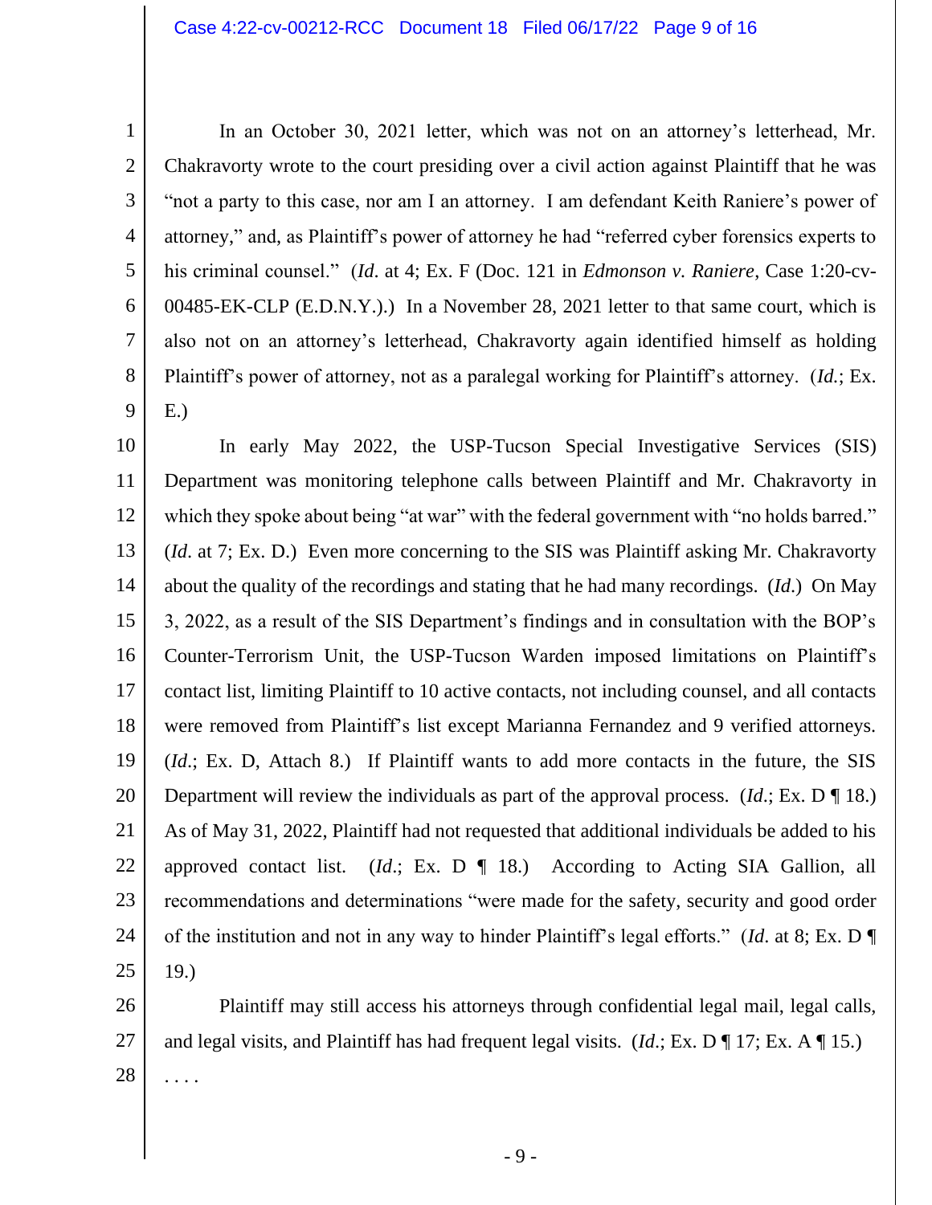In an October 30, 2021 letter, which was not on an attorney's letterhead, Mr. Chakravorty wrote to the court presiding over a civil action against Plaintiff that he was "not a party to this case, nor am I an attorney. I am defendant Keith Raniere's power of attorney," and, as Plaintiff's power of attorney he had "referred cyber forensics experts to his criminal counsel." (*Id.* at 4; Ex. F (Doc. 121 in *Edmonson v. Raniere*, Case 1:20-cv-00485-EK-CLP (E.D.N.Y.).) In a November 28, 2021 letter to that same court, which is also not on an attorney's letterhead, Chakravorty again identified himself as holding Plaintiff's power of attorney, not as a paralegal working for Plaintiff's attorney. (*Id.*; Ex. E.)

In early May 2022, the USP-Tucson Special Investigative Services (SIS) Department was monitoring telephone calls between Plaintiff and Mr. Chakravorty in which they spoke about being "at war" with the federal government with "no holds barred." (*Id.* at 7; Ex. D.) Even more concerning to the SIS was Plaintiff asking Mr. Chakravorty about the quality of the recordings and stating that he had many recordings. (*Id.*) On May 3, 2022, as a result of the SIS Department's findings and in consultation with the BOP's Counter-Terrorism Unit, the USP-Tucson Warden imposed limitations on Plaintiff's contact list, limiting Plaintiff to 10 active contacts, not including counsel, and all contacts were removed from Plaintiff's list except Marianna Fernandez and 9 verified attorneys. (*Id.*; Ex. D, Attach 8.) If Plaintiff wants to add more contacts in the future, the SIS Department will review the individuals as part of the approval process. (*Id.*; Ex. D ¶ 18.) As of May 31, 2022, Plaintiff had not requested that additional individuals be added to his approved contact list. (*Id.*; Ex. D ¶ 18.) According to Acting SIA Gallion, all recommendations and determinations "were made for the safety, security and good order of the institution and not in any way to hinder Plaintiff's legal efforts." (*Id.* at 8; Ex. D ¶ 19.)

Plaintiff may still access his attorneys through confidential legal mail, legal calls, and legal visits, and Plaintiff has had frequent legal visits. (*Id.*; Ex. D ¶ 17; Ex. A ¶ 15.)

. . . .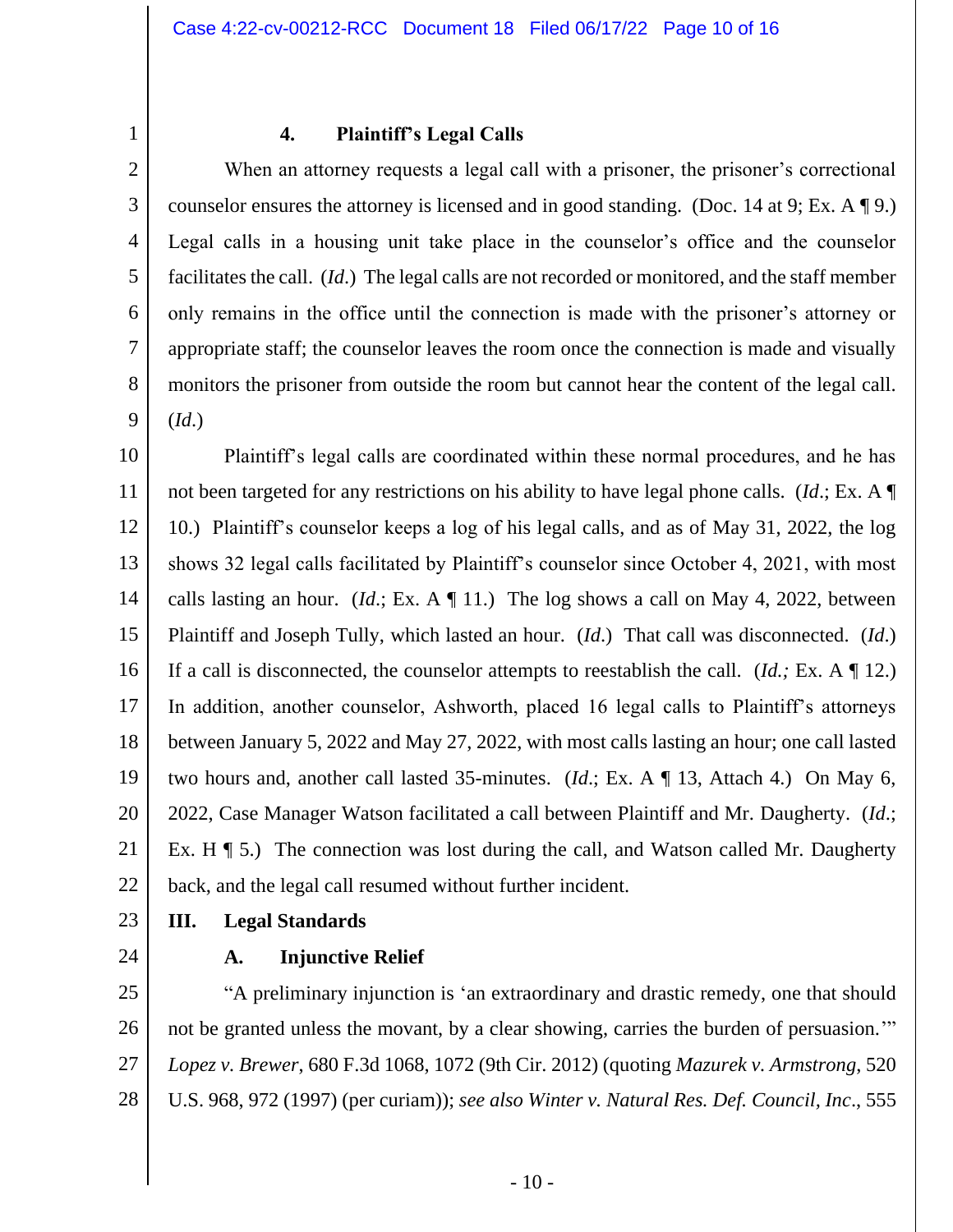#### 4. Plaintiff's Legal Calls

When an attorney requests a legal call with a prisoner, the prisoner's correctional counselor ensures the attorney is licensed and in good standing. (Doc. 14 at 9; Ex. A ¶ 9.) Legal calls in a housing unit take place in the counselor's office and the counselor facilitates the call. (*Id*.) The legal calls are not recorded or monitored, and the staff member only remains in the office until the connection is made with the prisoner's attorney or appropriate staff; the counselor leaves the room once the connection is made and visually monitors the prisoner from outside the room but cannot hear the content of the legal call. (*Id*.)

Plaintiff's legal calls are coordinated within these normal procedures, and he has not been targeted for any restrictions on his ability to have legal phone calls. (*Id*.; Ex. A ¶ 10.) Plaintiff's counselor keeps a log of his legal calls, and as of May 31, 2022, the log shows 32 legal calls facilitated by Plaintiff's counselor since October 4, 2021, with most calls lasting an hour. (*Id*.; Ex. A ¶ 11.) The log shows a call on May 4, 2022, between Plaintiff and Joseph Tully, which lasted an hour. (*Id*.) That call was disconnected. (*Id*.) If a call is disconnected, the counselor attempts to reestablish the call. (*Id.;* Ex. A ¶ 12.) In addition, another counselor, Ashworth, placed 16 legal calls to Plaintiff's attorneys between January 5, 2022 and May 27, 2022, with most calls lasting an hour; one call lasted two hours and, another call lasted 35-minutes. (*Id*.; Ex. A ¶ 13, Attach 4.) On May 6, 2022, Case Manager Watson facilitated a call between Plaintiff and Mr. Daugherty. (*Id*.; Ex. H ¶ 5.) The connection was lost during the call, and Watson called Mr. Daugherty back, and the legal call resumed without further incident.

## III. Legal Standards

### A. Injunctive Relief

"A preliminary injunction is 'an extraordinary and drastic remedy, one that should not be granted unless the movant, by a clear showing, carries the burden of persuasion.'" *Lopez v. Brewer*, 680 F.3d 1068, 1072 (9th Cir. 2012) (quoting *Mazurek v. Armstrong*, 520 U.S. 968, 972 (1997) (per curiam)); *see also Winter v. Natural Res. Def. Council, Inc*., 555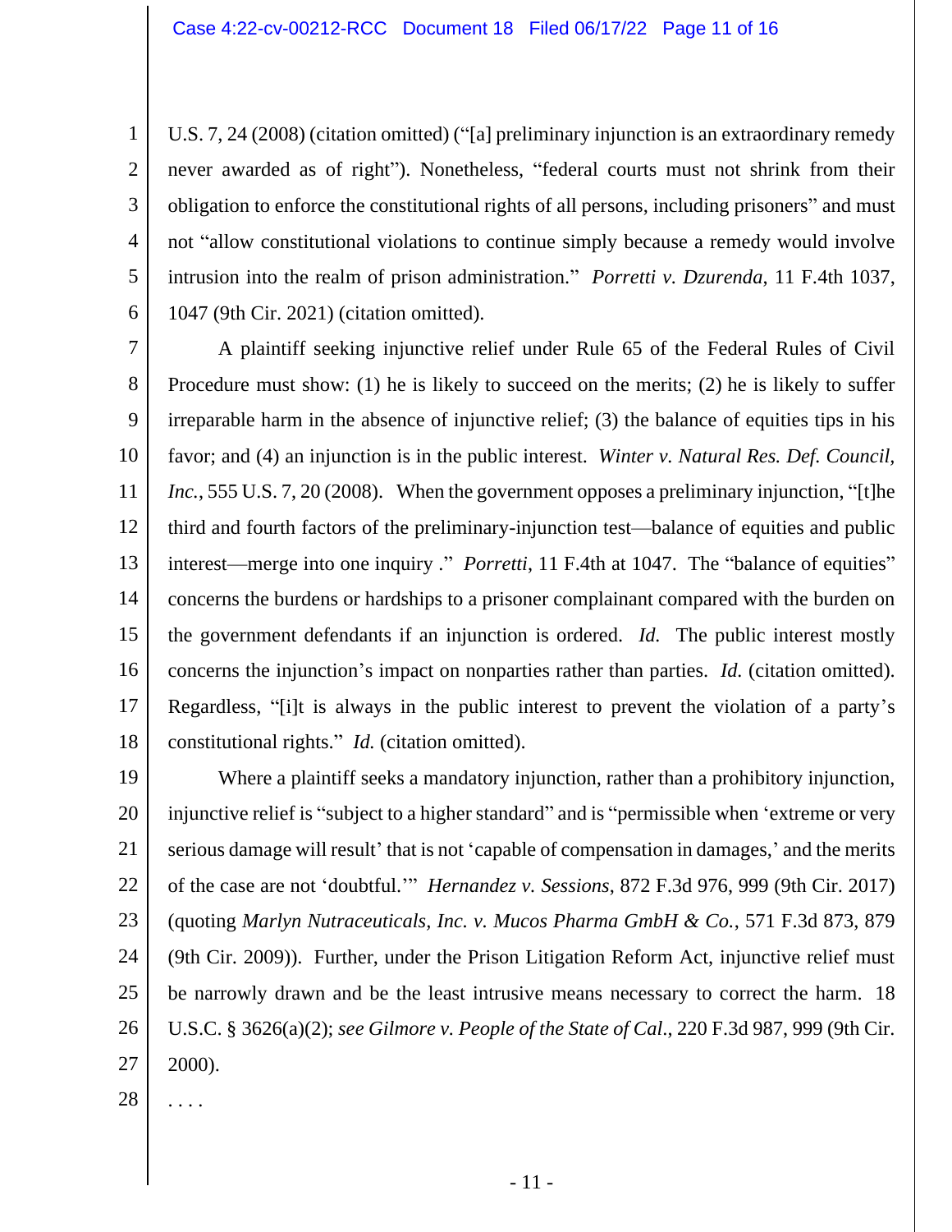U.S. 7, 24 (2008) (citation omitted) ("[a] preliminary injunction is an extraordinary remedy never awarded as of right"). Nonetheless, "federal courts must not shrink from their obligation to enforce the constitutional rights of all persons, including prisoners" and must not "allow constitutional violations to continue simply because a remedy would involve intrusion into the realm of prison administration." *Porretti v. Dzurenda*, 11 F.4th 1037, 1047 (9th Cir. 2021) (citation omitted).

A plaintiff seeking injunctive relief under Rule 65 of the Federal Rules of Civil Procedure must show: (1) he is likely to succeed on the merits; (2) he is likely to suffer irreparable harm in the absence of injunctive relief; (3) the balance of equities tips in his favor; and (4) an injunction is in the public interest. *Winter v. Natural Res. Def. Council, Inc.*, 555 U.S. 7, 20 (2008). When the government opposes a preliminary injunction, "[t]he third and fourth factors of the preliminary-injunction test—balance of equities and public interest—merge into one inquiry ." *Porretti*, 11 F.4th at 1047. The "balance of equities" concerns the burdens or hardships to a prisoner complainant compared with the burden on the government defendants if an injunction is ordered. *Id.* The public interest mostly concerns the injunction's impact on nonparties rather than parties. *Id.* (citation omitted). Regardless, "[i]t is always in the public interest to prevent the violation of a party's constitutional rights." *Id.* (citation omitted).

Where a plaintiff seeks a mandatory injunction, rather than a prohibitory injunction, injunctive relief is "subject to a higher standard" and is "permissible when 'extreme or very serious damage will result' that is not 'capable of compensation in damages,' and the merits of the case are not 'doubtful.'" *Hernandez v. Sessions*, 872 F.3d 976, 999 (9th Cir. 2017) (quoting *Marlyn Nutraceuticals, Inc. v. Mucos Pharma GmbH & Co.*, 571 F.3d 873, 879 (9th Cir. 2009)). Further, under the Prison Litigation Reform Act, injunctive relief must be narrowly drawn and be the least intrusive means necessary to correct the harm. 18 U.S.C. § 3626(a)(2); *see Gilmore v. People of the State of Cal.*, 220 F.3d 987, 999 (9th Cir. 2000).

. . . .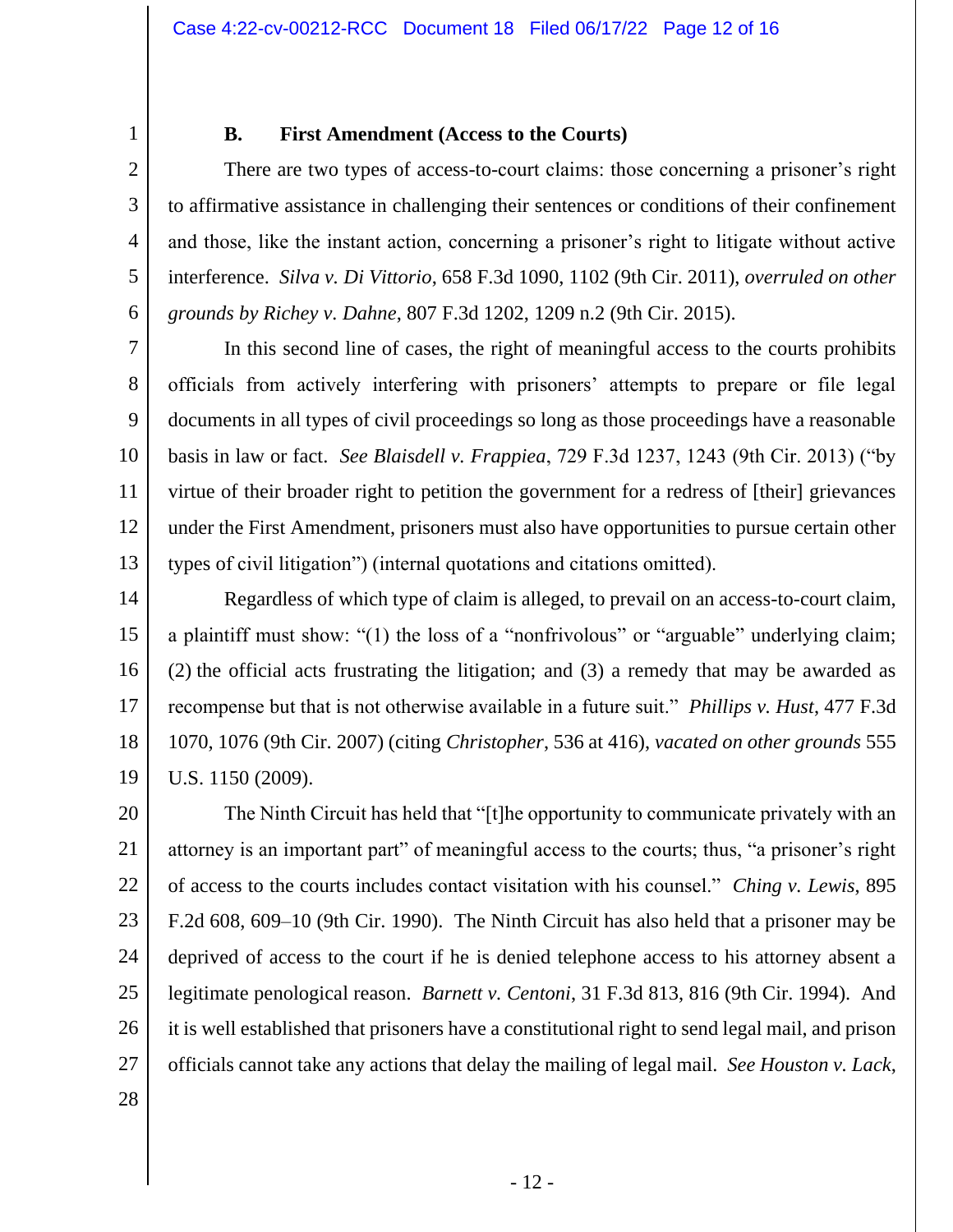### B. First Amendment (Access to the Courts)

There are two types of access-to-court claims: those concerning a prisoner's right to affirmative assistance in challenging their sentences or conditions of their confinement and those, like the instant action, concerning a prisoner's right to litigate without active interference. *Silva v. Di Vittorio*, 658 F.3d 1090, 1102 (9th Cir. 2011), *overruled on other grounds by Richey v. Dahne*, 807 F.3d 1202, 1209 n.2 (9th Cir. 2015).

In this second line of cases, the right of meaningful access to the courts prohibits officials from actively interfering with prisoners' attempts to prepare or file legal documents in all types of civil proceedings so long as those proceedings have a reasonable basis in law or fact. *See Blaisdell v. Frappiea*, 729 F.3d 1237, 1243 (9th Cir. 2013) ("by virtue of their broader right to petition the government for a redress of [their] grievances under the First Amendment, prisoners must also have opportunities to pursue certain other types of civil litigation") (internal quotations and citations omitted).

Regardless of which type of claim is alleged, to prevail on an access-to-court claim, a plaintiff must show: "(1) the loss of a "nonfrivolous" or "arguable" underlying claim; (2) the official acts frustrating the litigation; and (3) a remedy that may be awarded as recompense but that is not otherwise available in a future suit." *Phillips v. Hust*, 477 F.3d 1070, 1076 (9th Cir. 2007) (citing *Christopher*, 536 at 416), *vacated on other grounds* 555 U.S. 1150 (2009).

The Ninth Circuit has held that "[t]he opportunity to communicate privately with an attorney is an important part" of meaningful access to the courts; thus, "a prisoner's right of access to the courts includes contact visitation with his counsel." *Ching v. Lewis*, 895 F.2d 608, 609–10 (9th Cir. 1990). The Ninth Circuit has also held that a prisoner may be deprived of access to the court if he is denied telephone access to his attorney absent a legitimate penological reason. *Barnett v. Centoni*, 31 F.3d 813, 816 (9th Cir. 1994). And it is well established that prisoners have a constitutional right to send legal mail, and prison officials cannot take any actions that delay the mailing of legal mail. *See Houston v. Lack*,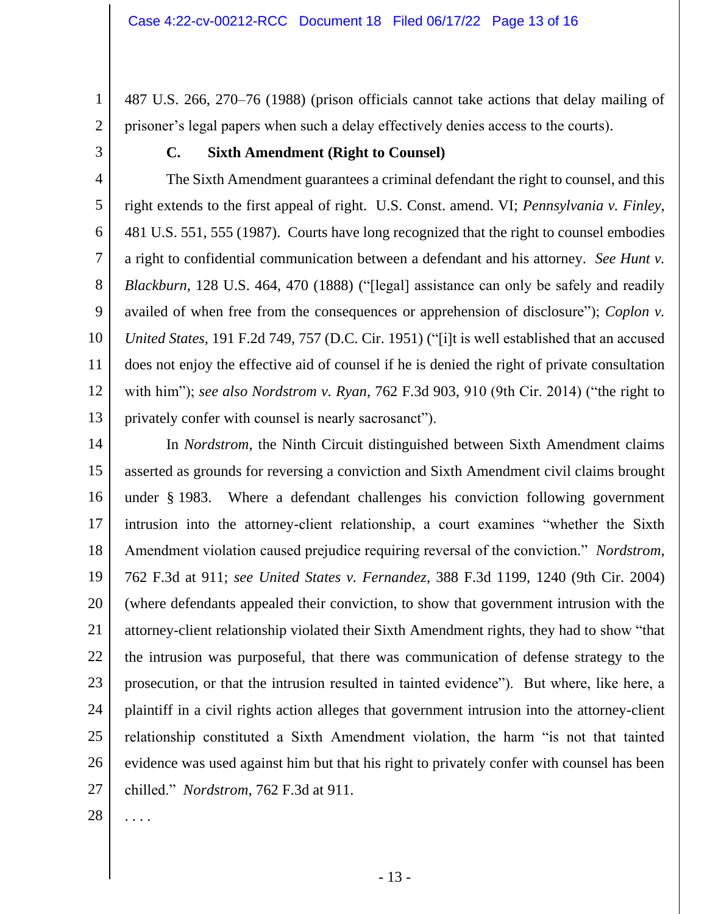487 U.S. 266, 270–76 (1988) (prison officials cannot take actions that delay mailing of prisoner's legal papers when such a delay effectively denies access to the courts).

### C. Sixth Amendment (Right to Counsel)

The Sixth Amendment guarantees a criminal defendant the right to counsel, and this right extends to the first appeal of right. U.S. Const. amend. VI; *Pennsylvania v. Finley*, 481 U.S. 551, 555 (1987). Courts have long recognized that the right to counsel embodies a right to confidential communication between a defendant and his attorney. *See Hunt v. Blackburn*, 128 U.S. 464, 470 (1888) ("[legal] assistance can only be safely and readily availed of when free from the consequences or apprehension of disclosure"); *Coplon v. United States*, 191 F.2d 749, 757 (D.C. Cir. 1951) ("[i]t is well established that an accused does not enjoy the effective aid of counsel if he is denied the right of private consultation with him"); *see also Nordstrom v. Ryan*, 762 F.3d 903, 910 (9th Cir. 2014) ("the right to privately confer with counsel is nearly sacrosanct").

In *Nordstrom*, the Ninth Circuit distinguished between Sixth Amendment claims asserted as grounds for reversing a conviction and Sixth Amendment civil claims brought under § 1983. Where a defendant challenges his conviction following government intrusion into the attorney-client relationship, a court examines "whether the Sixth Amendment violation caused prejudice requiring reversal of the conviction." *Nordstrom*, 762 F.3d at 911; *see United States v. Fernandez*, 388 F.3d 1199, 1240 (9th Cir. 2004) (where defendants appealed their conviction, to show that government intrusion with the attorney-client relationship violated their Sixth Amendment rights, they had to show "that the intrusion was purposeful, that there was communication of defense strategy to the prosecution, or that the intrusion resulted in tainted evidence"). But where, like here, a plaintiff in a civil rights action alleges that government intrusion into the attorney-client relationship constituted a Sixth Amendment violation, the harm "is not that tainted evidence was used against him but that his right to privately confer with counsel has been chilled." *Nordstrom*, 762 F.3d at 911.

. . . .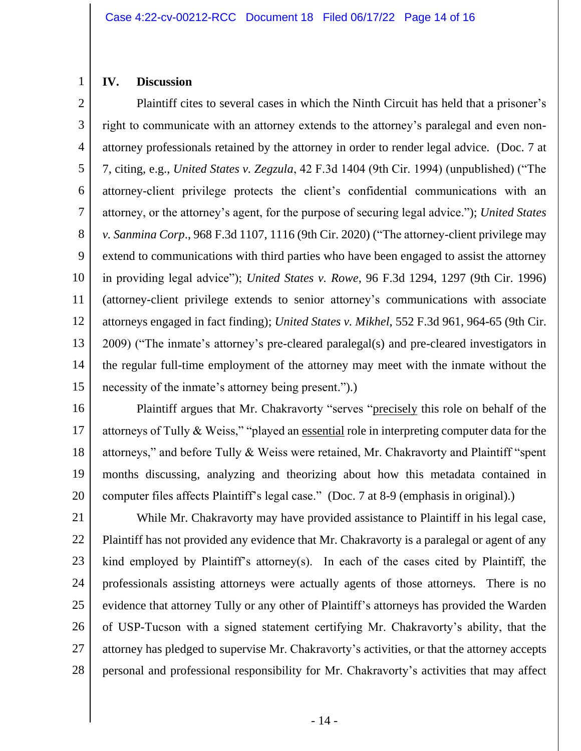## IV. Discussion

Plaintiff cites to several cases in which the Ninth Circuit has held that a prisoner's right to communicate with an attorney extends to the attorney's paralegal and even non-attorney professionals retained by the attorney in order to render legal advice. (Doc. 7 at 7, citing, e.g., *United States v. Zegzula*, 42 F.3d 1404 (9th Cir. 1994) (unpublished) ("The attorney-client privilege protects the client's confidential communications with an attorney, or the attorney's agent, for the purpose of securing legal advice."); *United States v. Sanmina Corp*., 968 F.3d 1107, 1116 (9th Cir. 2020) ("The attorney-client privilege may extend to communications with third parties who have been engaged to assist the attorney in providing legal advice"); *United States v. Rowe*, 96 F.3d 1294, 1297 (9th Cir. 1996) (attorney-client privilege extends to senior attorney's communications with associate attorneys engaged in fact finding); *United States v. Mikhel*, 552 F.3d 961, 964-65 (9th Cir. 2009) ("The inmate's attorney's pre-cleared paralegal(s) and pre-cleared investigators in the regular full-time employment of the attorney may meet with the inmate without the necessity of the inmate's attorney being present.").)

Plaintiff argues that Mr. Chakravorty "serves "<u>precisely</u> this role on behalf of the attorneys of Tully & Weiss," "played an <u>essential</u> role in interpreting computer data for the attorneys," and before Tully & Weiss were retained, Mr. Chakravorty and Plaintiff "spent months discussing, analyzing and theorizing about how this metadata contained in computer files affects Plaintiff's legal case." (Doc. 7 at 8-9 (emphasis in original).)

While Mr. Chakravorty may have provided assistance to Plaintiff in his legal case, Plaintiff has not provided any evidence that Mr. Chakravorty is a paralegal or agent of any kind employed by Plaintiff's attorney(s). In each of the cases cited by Plaintiff, the professionals assisting attorneys were actually agents of those attorneys. There is no evidence that attorney Tully or any other of Plaintiff's attorneys has provided the Warden of USP-Tucson with a signed statement certifying Mr. Chakravorty's ability, that the attorney has pledged to supervise Mr. Chakravorty's activities, or that the attorney accepts personal and professional responsibility for Mr. Chakravorty's activities that may affect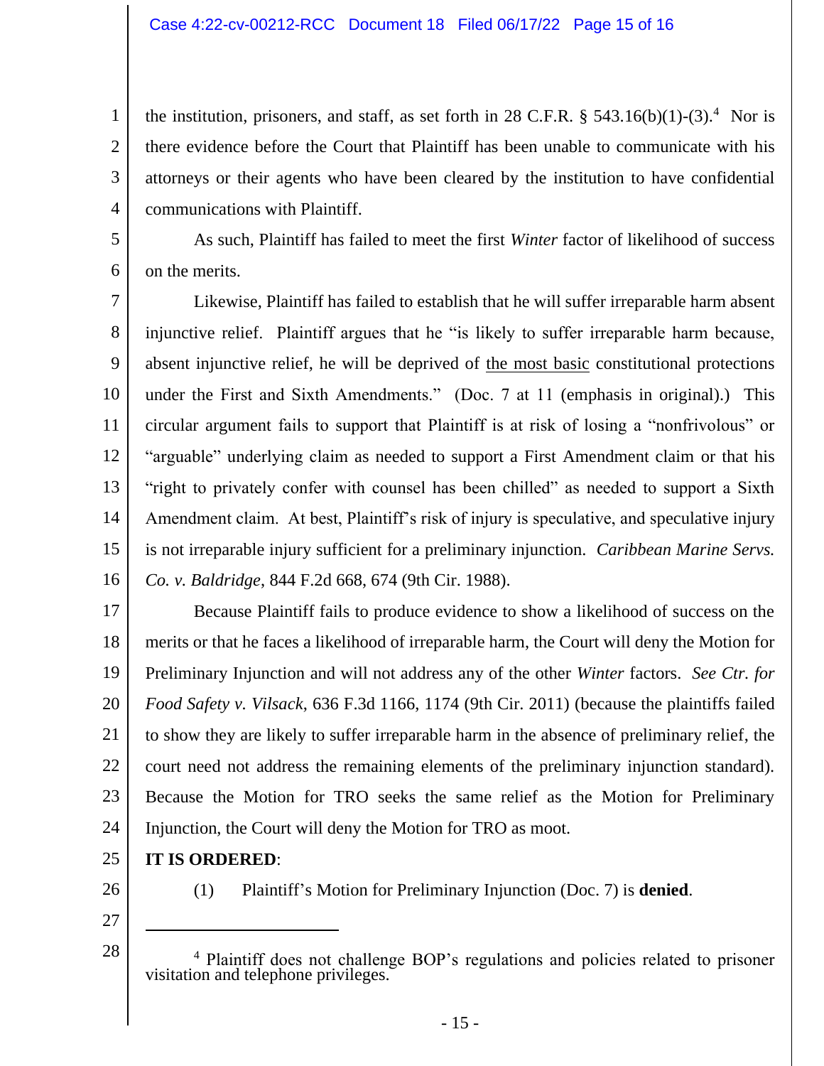the institution, prisoners, and staff, as set forth in 28 C.F.R. § 543.16(b)(1)-(3).[4] Nor is there evidence before the Court that Plaintiff has been unable to communicate with his attorneys or their agents who have been cleared by the institution to have confidential communications with Plaintiff.

As such, Plaintiff has failed to meet the first *Winter* factor of likelihood of success on the merits.

Likewise, Plaintiff has failed to establish that he will suffer irreparable harm absent injunctive relief. Plaintiff argues that he "is likely to suffer irreparable harm because, absent injunctive relief, he will be deprived of <u>the most basic</u> constitutional protections under the First and Sixth Amendments." (Doc. 7 at 11 (emphasis in original).) This circular argument fails to support that Plaintiff is at risk of losing a "nonfrivolous" or "arguable" underlying claim as needed to support a First Amendment claim or that his "right to privately confer with counsel has been chilled" as needed to support a Sixth Amendment claim. At best, Plaintiff's risk of injury is speculative, and speculative injury is not irreparable injury sufficient for a preliminary injunction. *Caribbean Marine Servs. Co. v. Baldridge*, 844 F.2d 668, 674 (9th Cir. 1988).

Because Plaintiff fails to produce evidence to show a likelihood of success on the merits or that he faces a likelihood of irreparable harm, the Court will deny the Motion for Preliminary Injunction and will not address any of the other *Winter* factors. *See Ctr. for Food Safety v. Vilsack*, 636 F.3d 1166, 1174 (9th Cir. 2011) (because the plaintiffs failed to show they are likely to suffer irreparable harm in the absence of preliminary relief, the court need not address the remaining elements of the preliminary injunction standard). Because the Motion for TRO seeks the same relief as the Motion for Preliminary Injunction, the Court will deny the Motion for TRO as moot.

**IT IS ORDERED**:

(1) Plaintiff's Motion for Preliminary Injunction (Doc. 7) is **denied**.

---

[4] Plaintiff does not challenge BOP's regulations and policies related to prisoner visitation and telephone privileges.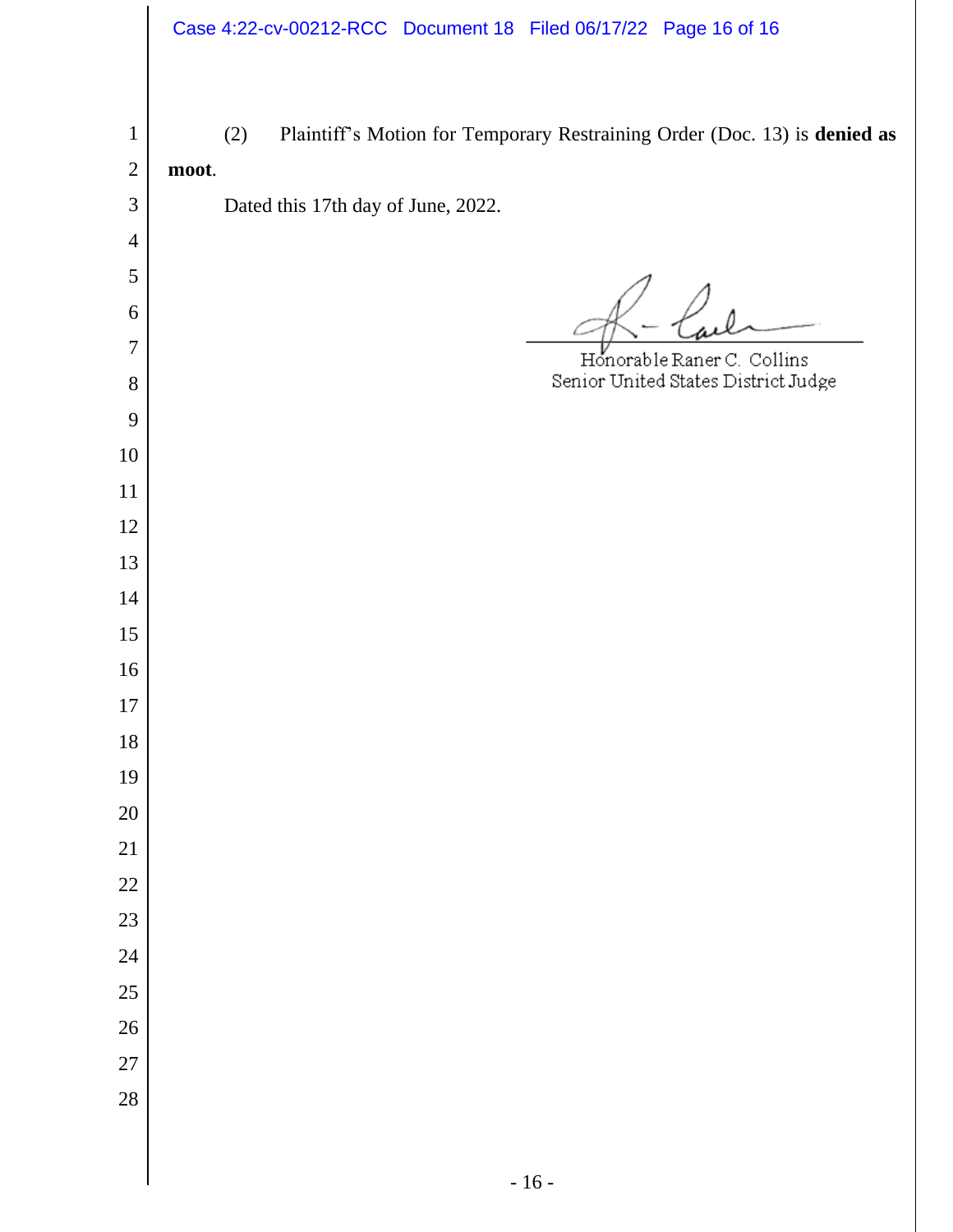(2) Plaintiff's Motion for Temporary Restraining Order (Doc. 13) is **denied as moot**.

Dated this 17th day of June, 2022.

Honorable Raner C. Collins
Senior United States District Judge